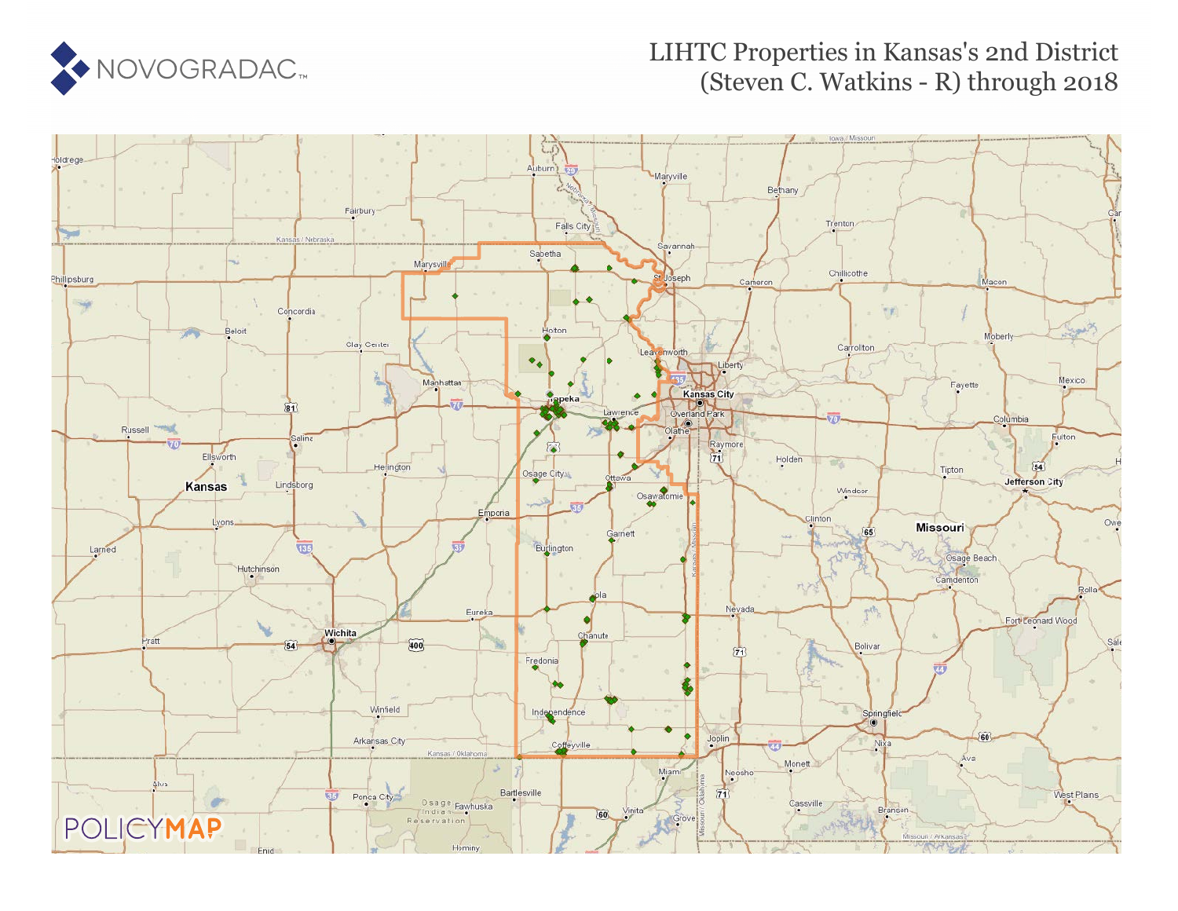NOVOGRADAC

# LIHTC Properties in Kansas's 2nd District (Steven C. Watkins - R) through 2018

POLICYMAP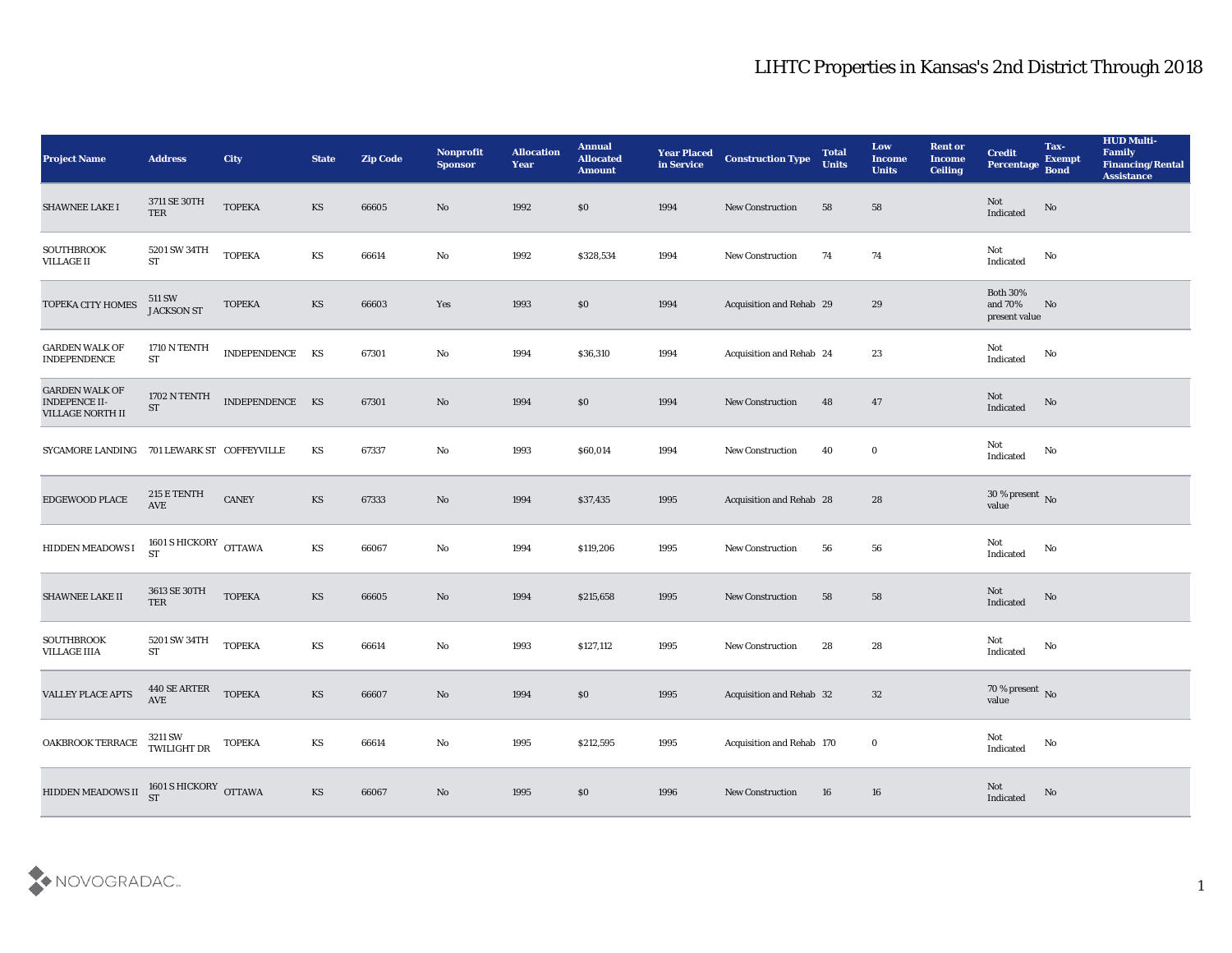# LIHTC Properties in Kansas's 2nd District Through 2018

| Project Name | Address | City | State | Zip Code | Nonprofit Sponsor | Allocation Year | Annual Allocated Amount | Year Placed in Service | Construction Type | Total Units | Low Income Units | Rent or Income Ceiling | Credit Percentage | Tax-Exempt Bond | HUD Multi-Family Financing/Rental Assistance |
|---|---|---|---|---|---|---|---|---|---|---|---|---|---|---|---|
| SHAWNEE LAKE I | 3711 SE 30TH TER | TOPEKA | KS | 66605 | No | 1992 | $0 | 1994 | New Construction | 58 | 58 | | Not Indicated | No | |
| SOUTHBROOK VILLAGE II | 5201 SW 34TH ST | TOPEKA | KS | 66614 | No | 1992 | $328,534 | 1994 | New Construction | 74 | 74 | | Not Indicated | No | |
| TOPEKA CITY HOMES | 511 SW JACKSON ST | TOPEKA | KS | 66603 | Yes | 1993 | $0 | 1994 | Acquisition and Rehab | 29 | 29 | | Both 30% and 70% present value | No | |
| GARDEN WALK OF INDEPENDENCE | 1710 N TENTH ST | INDEPENDENCE | KS | 67301 | No | 1994 | $36,310 | 1994 | Acquisition and Rehab | 24 | 23 | | Not Indicated | No | |
| GARDEN WALK OF INDEPENCE II- VILLAGE NORTH II | 1702 N TENTH ST | INDEPENDENCE | KS | 67301 | No | 1994 | $0 | 1994 | New Construction | 48 | 47 | | Not Indicated | No | |
| SYCAMORE LANDING | 701 LEWARK ST | COFFEYVILLE | KS | 67337 | No | 1993 | $60,014 | 1994 | New Construction | 40 | 0 | | Not Indicated | No | |
| EDGEWOOD PLACE | 215 E TENTH AVE | CANEY | KS | 67333 | No | 1994 | $37,435 | 1995 | Acquisition and Rehab | 28 | 28 | | 30 % present value | No | |
| HIDDEN MEADOWS I | 1601 S HICKORY ST | OTTAWA | KS | 66067 | No | 1994 | $119,206 | 1995 | New Construction | 56 | 56 | | Not Indicated | No | |
| SHAWNEE LAKE II | 3613 SE 30TH TER | TOPEKA | KS | 66605 | No | 1994 | $215,658 | 1995 | New Construction | 58 | 58 | | Not Indicated | No | |
| SOUTHBROOK VILLAGE IIIA | 5201 SW 34TH ST | TOPEKA | KS | 66614 | No | 1993 | $127,112 | 1995 | New Construction | 28 | 28 | | Not Indicated | No | |
| VALLEY PLACE APTS | 440 SE ARTER AVE | TOPEKA | KS | 66607 | No | 1994 | $0 | 1995 | Acquisition and Rehab | 32 | 32 | | 70 % present value | No | |
| OAKBROOK TERRACE | 3211 SW TWILIGHT DR | TOPEKA | KS | 66614 | No | 1995 | $212,595 | 1995 | Acquisition and Rehab | 170 | 0 | | Not Indicated | No | |
| HIDDEN MEADOWS II | 1601 S HICKORY ST | OTTAWA | KS | 66067 | No | 1995 | $0 | 1996 | New Construction | 16 | 16 | | Not Indicated | No | |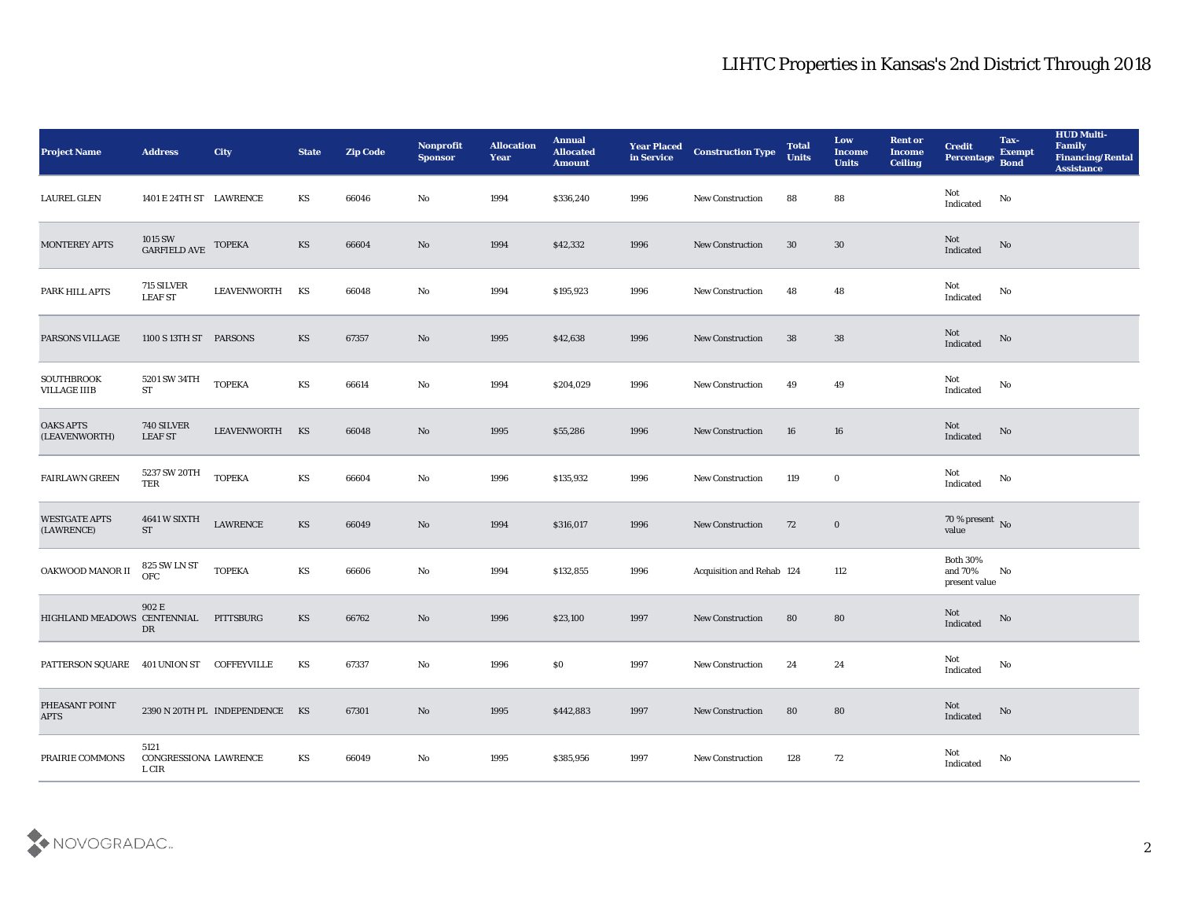# LIHTC Properties in Kansas's 2nd District Through 2018

| Project Name | Address | City | State | Zip Code | Nonprofit Sponsor | Allocation Year | Annual Allocated Amount | Year Placed in Service | Construction Type | Total Units | Low Income Units | Rent or Income Ceiling | Credit Percentage | Tax-Exempt Bond | HUD Multi-Family Financing/Rental Assistance |
|---|---|---|---|---|---|---|---|---|---|---|---|---|---|---|---|
| LAUREL GLEN | 1401 E 24TH ST | LAWRENCE | KS | 66046 | No | 1994 | $336,240 | 1996 | New Construction | 88 | 88 | | Not Indicated | No | |
| MONTEREY APTS | 1015 SW GARFIELD AVE | TOPEKA | KS | 66604 | No | 1994 | $42,332 | 1996 | New Construction | 30 | 30 | | Not Indicated | No | |
| PARK HILL APTS | 715 SILVER LEAF ST | LEAVENWORTH | KS | 66048 | No | 1994 | $195,923 | 1996 | New Construction | 48 | 48 | | Not Indicated | No | |
| PARSONS VILLAGE | 1100 S 13TH ST | PARSONS | KS | 67357 | No | 1995 | $42,638 | 1996 | New Construction | 38 | 38 | | Not Indicated | No | |
| SOUTHBROOK VILLAGE IIIB | 5201 SW 34TH ST | TOPEKA | KS | 66614 | No | 1994 | $204,029 | 1996 | New Construction | 49 | 49 | | Not Indicated | No | |
| OAKS APTS (LEAVENWORTH) | 740 SILVER LEAF ST | LEAVENWORTH | KS | 66048 | No | 1995 | $55,286 | 1996 | New Construction | 16 | 16 | | Not Indicated | No | |
| FAIRLAWN GREEN | 5237 SW 20TH TER | TOPEKA | KS | 66604 | No | 1996 | $135,932 | 1996 | New Construction | 119 | 0 | | Not Indicated | No | |
| WESTGATE APTS (LAWRENCE) | 4641 W SIXTH ST | LAWRENCE | KS | 66049 | No | 1994 | $316,017 | 1996 | New Construction | 72 | 0 | | 70 % present value | No | |
| OAKWOOD MANOR II | 825 SW LN ST OFC | TOPEKA | KS | 66606 | No | 1994 | $132,855 | 1996 | Acquisition and Rehab | 124 | 112 | | Both 30% and 70% present value | No | |
| HIGHLAND MEADOWS | 902 E CENTENNIAL DR | PITTSBURG | KS | 66762 | No | 1996 | $23,100 | 1997 | New Construction | 80 | 80 | | Not Indicated | No | |
| PATTERSON SQUARE | 401 UNION ST | COFFEYVILLE | KS | 67337 | No | 1996 | $0 | 1997 | New Construction | 24 | 24 | | Not Indicated | No | |
| PHEASANT POINT APTS | 2390 N 20TH PL | INDEPENDENCE | KS | 67301 | No | 1995 | $442,883 | 1997 | New Construction | 80 | 80 | | Not Indicated | No | |
| PRAIRIE COMMONS | 5121 CONGRESSIONAL CIR | LAWRENCE | KS | 66049 | No | 1995 | $385,956 | 1997 | New Construction | 128 | 72 | | Not Indicated | No | |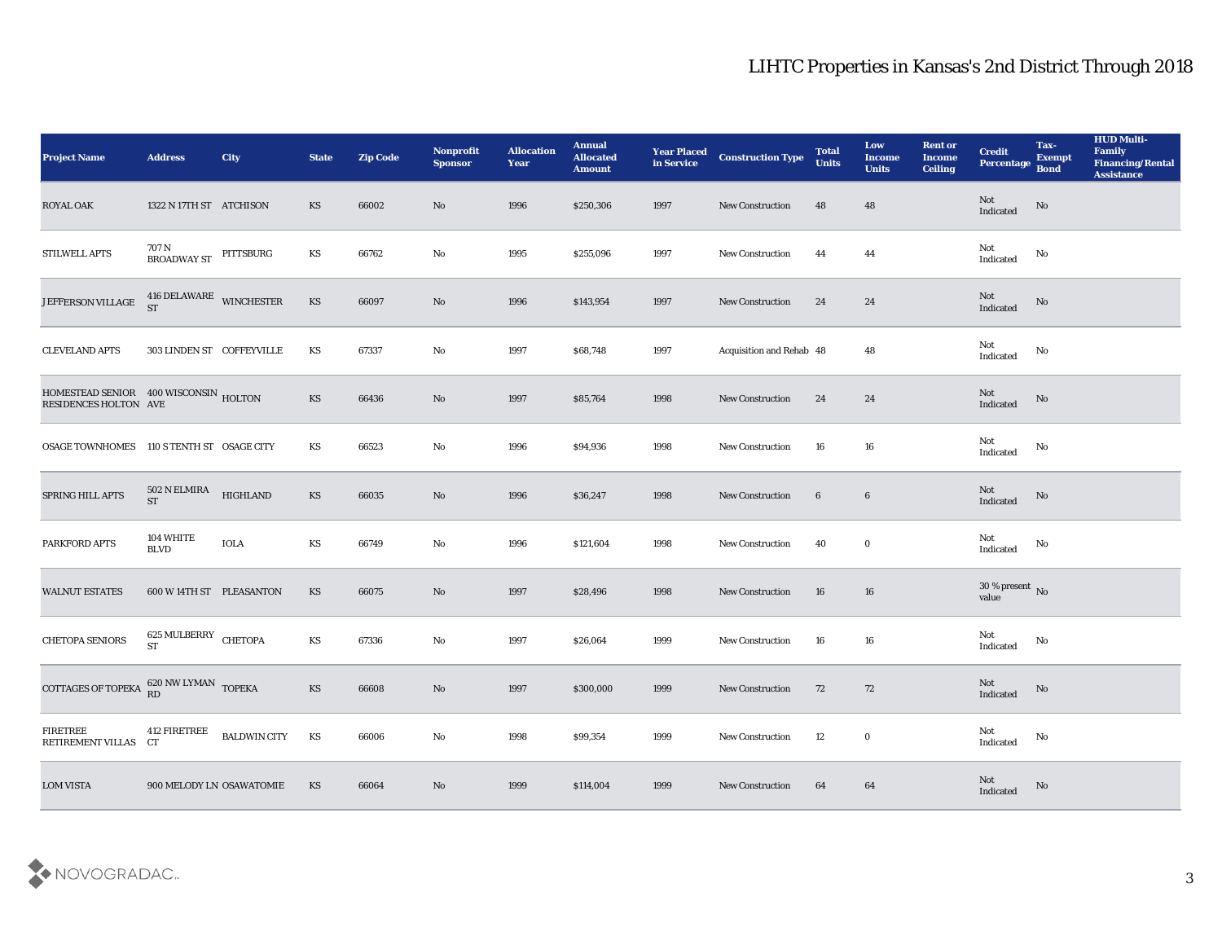# LIHTC Properties in Kansas's 2nd District Through 2018

| Project Name | Address | City | State | Zip Code | Nonprofit Sponsor | Allocation Year | Annual Allocated Amount | Year Placed in Service | Construction Type | Total Units | Low Income Units | Rent or Income Ceiling | Credit Percentage | Tax-Exempt Bond | HUD Multi-Family Financing/Rental Assistance |
|---|---|---|---|---|---|---|---|---|---|---|---|---|---|---|---|
| ROYAL OAK | 1322 N 17TH ST | ATCHISON | KS | 66002 | No | 1996 | $250,306 | 1997 | New Construction | 48 | 48 | | Not Indicated | No | |
| STILWELL APTS | 707 N BROADWAY ST | PITTSBURG | KS | 66762 | No | 1995 | $255,096 | 1997 | New Construction | 44 | 44 | | Not Indicated | No | |
| JEFFERSON VILLAGE | 416 DELAWARE ST | WINCHESTER | KS | 66097 | No | 1996 | $143,954 | 1997 | New Construction | 24 | 24 | | Not Indicated | No | |
| CLEVELAND APTS | 303 LINDEN ST | COFFEYVILLE | KS | 67337 | No | 1997 | $68,748 | 1997 | Acquisition and Rehab | 48 | 48 | | Not Indicated | No | |
| HOMESTEAD SENIOR RESIDENCES HOLTON | 400 WISCONSIN AVE | HOLTON | KS | 66436 | No | 1997 | $85,764 | 1998 | New Construction | 24 | 24 | | Not Indicated | No | |
| OSAGE TOWNHOMES | 110 S TENTH ST | OSAGE CITY | KS | 66523 | No | 1996 | $94,936 | 1998 | New Construction | 16 | 16 | | Not Indicated | No | |
| SPRING HILL APTS | 502 N ELMIRA ST | HIGHLAND | KS | 66035 | No | 1996 | $36,247 | 1998 | New Construction | 6 | 6 | | Not Indicated | No | |
| PARKFORD APTS | 104 WHITE BLVD | IOLA | KS | 66749 | No | 1996 | $121,604 | 1998 | New Construction | 40 | 0 | | Not Indicated | No | |
| WALNUT ESTATES | 600 W 14TH ST | PLEASANTON | KS | 66075 | No | 1997 | $28,496 | 1998 | New Construction | 16 | 16 | | 30 % present value | No | |
| CHETOPA SENIORS | 625 MULBERRY ST | CHETOPA | KS | 67336 | No | 1997 | $26,064 | 1999 | New Construction | 16 | 16 | | Not Indicated | No | |
| COTTAGES OF TOPEKA | 620 NW LYMAN RD | TOPEKA | KS | 66608 | No | 1997 | $300,000 | 1999 | New Construction | 72 | 72 | | Not Indicated | No | |
| FIRETREE RETIREMENT VILLAS | 412 FIRETREE CT | BALDWIN CITY | KS | 66006 | No | 1998 | $99,354 | 1999 | New Construction | 12 | 0 | | Not Indicated | No | |
| LOM VISTA | 900 MELODY LN | OSAWATOMIE | KS | 66064 | No | 1999 | $114,004 | 1999 | New Construction | 64 | 64 | | Not Indicated | No | |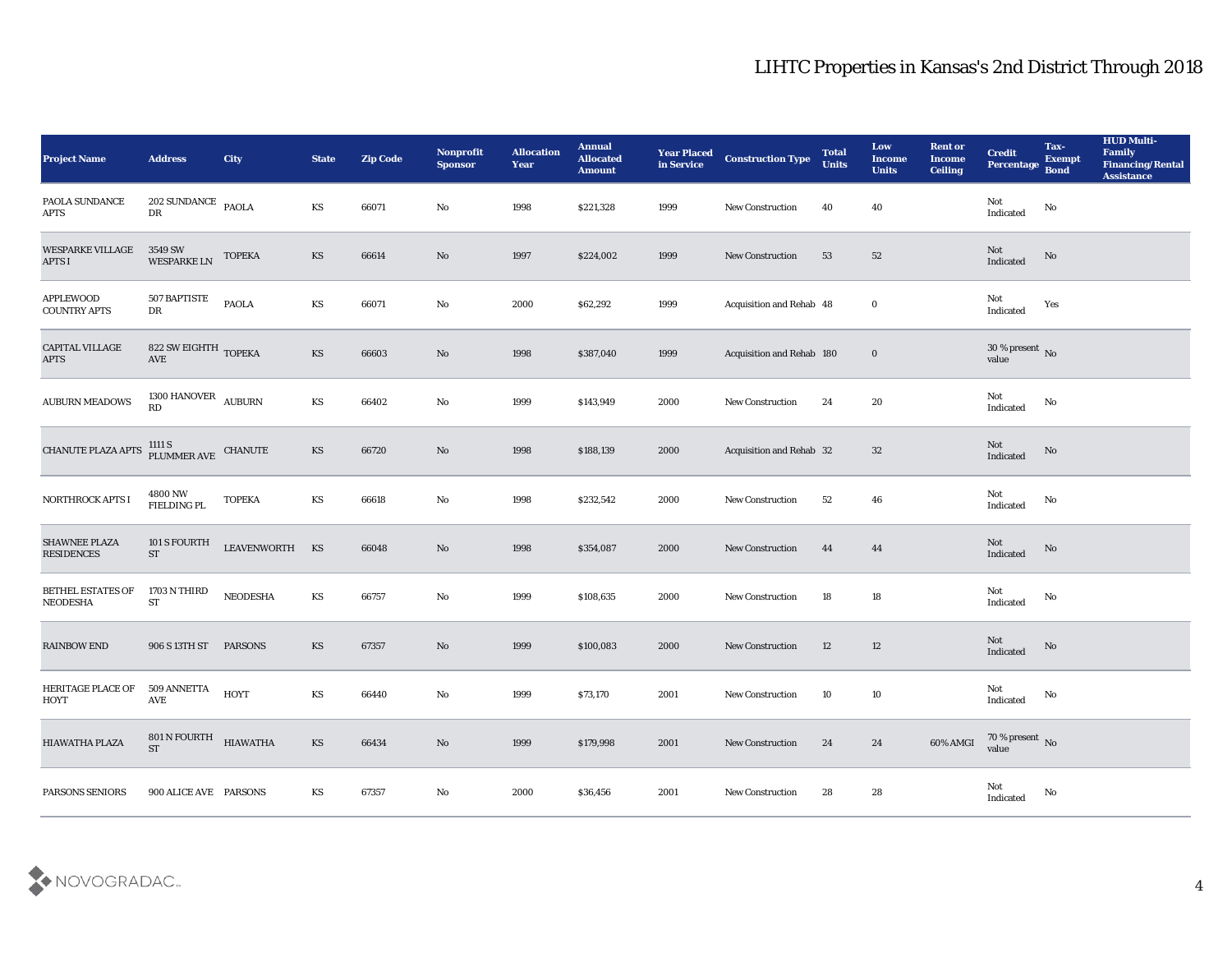# LIHTC Properties in Kansas's 2nd District Through 2018

| Project Name | Address | City | State | Zip Code | Nonprofit Sponsor | Allocation Year | Annual Allocated Amount | Year Placed in Service | Construction Type | Total Units | Low Income Units | Rent or Income Ceiling | Credit Percentage | Tax-Exempt Bond | HUD Multi-Family Financing/Rental Assistance |
|---|---|---|---|---|---|---|---|---|---|---|---|---|---|---|---|
| PAOLA SUNDANCE APTS | 202 SUNDANCE DR | PAOLA | KS | 66071 | No | 1998 | $221,328 | 1999 | New Construction | 40 | 40 | | Not Indicated | No | |
| WESPARKE VILLAGE APTS I | 3549 SW WESPARKE LN | TOPEKA | KS | 66614 | No | 1997 | $224,002 | 1999 | New Construction | 53 | 52 | | Not Indicated | No | |
| APPLEWOOD COUNTRY APTS | 507 BAPTISTE DR | PAOLA | KS | 66071 | No | 2000 | $62,292 | 1999 | Acquisition and Rehab | 48 | 0 | | Not Indicated | Yes | |
| CAPITAL VILLAGE APTS | 822 SW EIGHTH AVE | TOPEKA | KS | 66603 | No | 1998 | $387,040 | 1999 | Acquisition and Rehab | 180 | 0 | | 30 % present value | No | |
| AUBURN MEADOWS | 1300 HANOVER RD | AUBURN | KS | 66402 | No | 1999 | $143,949 | 2000 | New Construction | 24 | 20 | | Not Indicated | No | |
| CHANUTE PLAZA APTS | 1111 S PLUMMER AVE | CHANUTE | KS | 66720 | No | 1998 | $188,139 | 2000 | Acquisition and Rehab | 32 | 32 | | Not Indicated | No | |
| NORTHROCK APTS I | 4800 NW FIELDING PL | TOPEKA | KS | 66618 | No | 1998 | $232,542 | 2000 | New Construction | 52 | 46 | | Not Indicated | No | |
| SHAWNEE PLAZA RESIDENCES | 101 S FOURTH ST | LEAVENWORTH | KS | 66048 | No | 1998 | $354,087 | 2000 | New Construction | 44 | 44 | | Not Indicated | No | |
| BETHEL ESTATES OF NEODESHA | 1703 N THIRD ST | NEODESHA | KS | 66757 | No | 1999 | $108,635 | 2000 | New Construction | 18 | 18 | | Not Indicated | No | |
| RAINBOW END | 906 S 13TH ST | PARSONS | KS | 67357 | No | 1999 | $100,083 | 2000 | New Construction | 12 | 12 | | Not Indicated | No | |
| HERITAGE PLACE OF HOYT | 509 ANNETTA AVE | HOYT | KS | 66440 | No | 1999 | $73,170 | 2001 | New Construction | 10 | 10 | | Not Indicated | No | |
| HIAWATHA PLAZA | 801 N FOURTH ST | HIAWATHA | KS | 66434 | No | 1999 | $179,998 | 2001 | New Construction | 24 | 24 | 60% AMGI | 70 % present value | No | |
| PARSONS SENIORS | 900 ALICE AVE | PARSONS | KS | 67357 | No | 2000 | $36,456 | 2001 | New Construction | 28 | 28 | | Not Indicated | No | |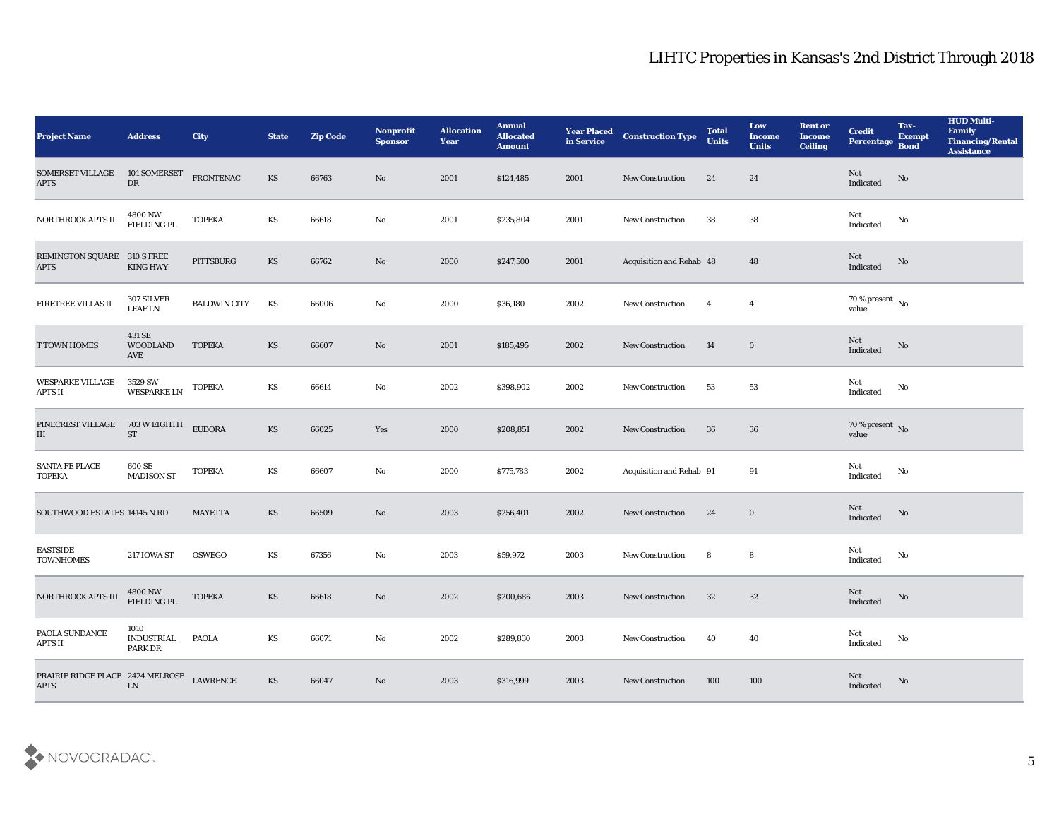# LIHTC Properties in Kansas's 2nd District Through 2018

| Project Name | Address | City | State | Zip Code | Nonprofit Sponsor | Allocation Year | Annual Allocated Amount | Year Placed in Service | Construction Type | Total Units | Low Income Units | Rent or Income Ceiling | Credit Percentage | Tax-Exempt Bond | HUD Multi-Family Financing/Rental Assistance |
|---|---|---|---|---|---|---|---|---|---|---|---|---|---|---|---|
| SOMERSET VILLAGE APTS | 101 SOMERSET DR | FRONTENAC | KS | 66763 | No | 2001 | $124,485 | 2001 | New Construction | 24 | 24 | | Not Indicated | No | |
| NORTHROCK APTS II | 4800 NW FIELDING PL | TOPEKA | KS | 66618 | No | 2001 | $235,804 | 2001 | New Construction | 38 | 38 | | Not Indicated | No | |
| REMINGTON SQUARE APTS | 310 S FREE KING HWY | PITTSBURG | KS | 66762 | No | 2000 | $247,500 | 2001 | Acquisition and Rehab | 48 | 48 | | Not Indicated | No | |
| FIRETREE VILLAS II | 307 SILVER LEAF LN | BALDWIN CITY | KS | 66006 | No | 2000 | $36,180 | 2002 | New Construction | 4 | 4 | | 70 % present value | No | |
| T TOWN HOMES | 431 SE WOODLAND AVE | TOPEKA | KS | 66607 | No | 2001 | $185,495 | 2002 | New Construction | 14 | 0 | | Not Indicated | No | |
| WESPARKE VILLAGE APTS II | 3529 SW WESPARKE LN | TOPEKA | KS | 66614 | No | 2002 | $398,902 | 2002 | New Construction | 53 | 53 | | Not Indicated | No | |
| PINECREST VILLAGE III | 703 W EIGHTH ST | EUDORA | KS | 66025 | Yes | 2000 | $208,851 | 2002 | New Construction | 36 | 36 | | 70 % present value | No | |
| SANTA FE PLACE TOPEKA | 600 SE MADISON ST | TOPEKA | KS | 66607 | No | 2000 | $775,783 | 2002 | Acquisition and Rehab | 91 | 91 | | Not Indicated | No | |
| SOUTHWOOD ESTATES | 14145 N RD | MAYETTA | KS | 66509 | No | 2003 | $256,401 | 2002 | New Construction | 24 | 0 | | Not Indicated | No | |
| EASTSIDE TOWNHOMES | 217 IOWA ST | OSWEGO | KS | 67356 | No | 2003 | $59,972 | 2003 | New Construction | 8 | 8 | | Not Indicated | No | |
| NORTHROCK APTS III | 4800 NW FIELDING PL | TOPEKA | KS | 66618 | No | 2002 | $200,686 | 2003 | New Construction | 32 | 32 | | Not Indicated | No | |
| PAOLA SUNDANCE APTS II | 1010 INDUSTRIAL PARK DR | PAOLA | KS | 66071 | No | 2002 | $289,830 | 2003 | New Construction | 40 | 40 | | Not Indicated | No | |
| PRAIRIE RIDGE PLACE APTS | 2424 MELROSE LN | LAWRENCE | KS | 66047 | No | 2003 | $316,999 | 2003 | New Construction | 100 | 100 | | Not Indicated | No | |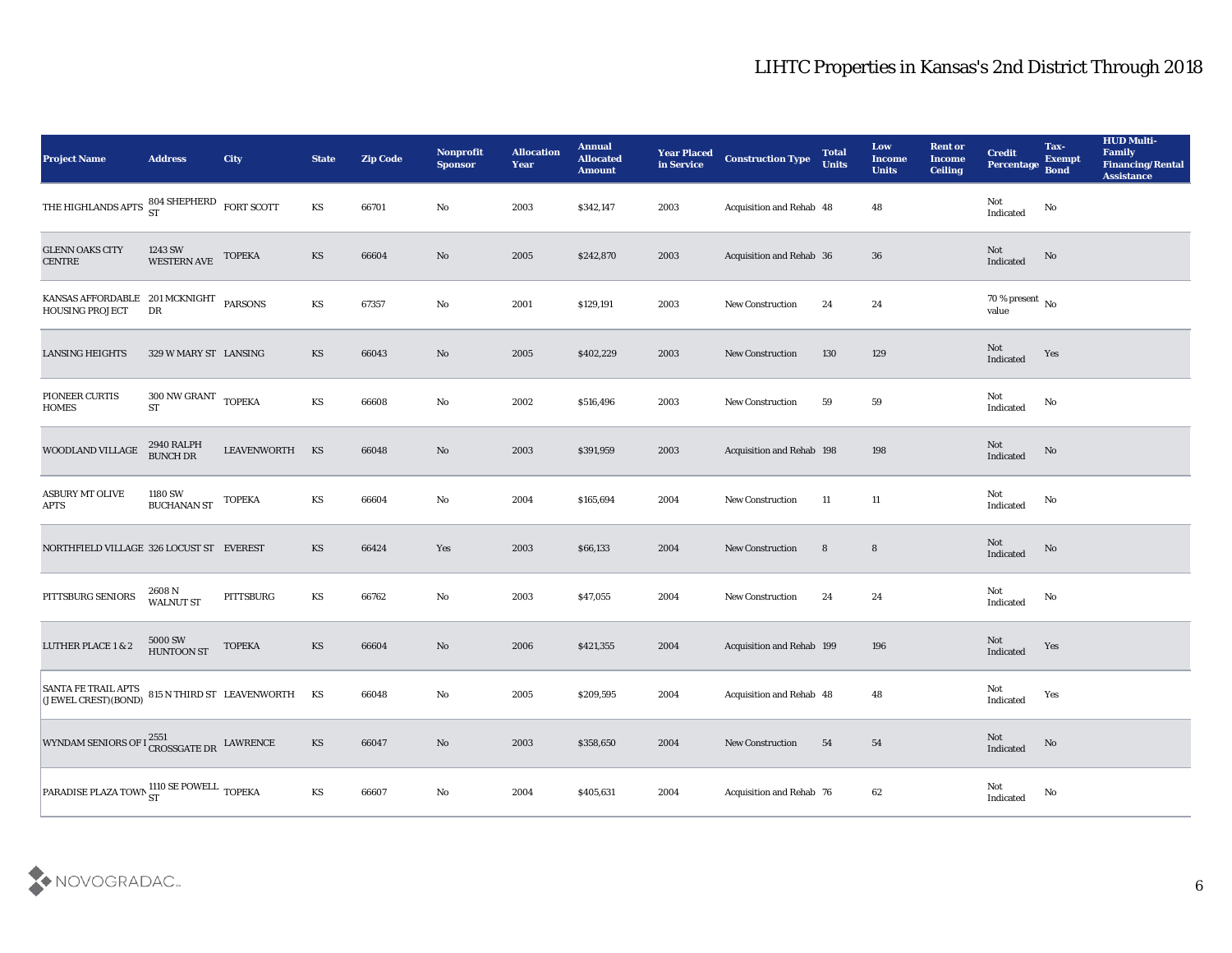# LIHTC Properties in Kansas's 2nd District Through 2018

| Project Name | Address | City | State | Zip Code | Nonprofit Sponsor | Allocation Year | Annual Allocated Amount | Year Placed in Service | Construction Type | Total Units | Low Income Units | Rent or Income Ceiling | Credit Percentage | Tax-Exempt Bond | HUD Multi-Family Financing/Rental Assistance |
|---|---|---|---|---|---|---|---|---|---|---|---|---|---|---|---|
| THE HIGHLANDS APTS | 804 SHEPHERD ST | FORT SCOTT | KS | 66701 | No | 2003 | $342,147 | 2003 | Acquisition and Rehab | 48 | 48 | | Not Indicated | No | |
| GLENN OAKS CITY CENTRE | 1243 SW WESTERN AVE | TOPEKA | KS | 66604 | No | 2005 | $242,870 | 2003 | Acquisition and Rehab | 36 | 36 | | Not Indicated | No | |
| KANSAS AFFORDABLE HOUSING PROJECT | 201 MCKNIGHT DR | PARSONS | KS | 67357 | No | 2001 | $129,191 | 2003 | New Construction | 24 | 24 | | 70 % present value | No | |
| LANSING HEIGHTS | 329 W MARY ST | LANSING | KS | 66043 | No | 2005 | $402,229 | 2003 | New Construction | 130 | 129 | | Not Indicated | Yes | |
| PIONEER CURTIS HOMES | 300 NW GRANT ST | TOPEKA | KS | 66608 | No | 2002 | $516,496 | 2003 | New Construction | 59 | 59 | | Not Indicated | No | |
| WOODLAND VILLAGE | 2940 RALPH BUNCH DR | LEAVENWORTH | KS | 66048 | No | 2003 | $391,959 | 2003 | Acquisition and Rehab | 198 | 198 | | Not Indicated | No | |
| ASBURY MT OLIVE APTS | 1180 SW BUCHANAN ST | TOPEKA | KS | 66604 | No | 2004 | $165,694 | 2004 | New Construction | 11 | 11 | | Not Indicated | No | |
| NORTHFIELD VILLAGE | 326 LOCUST ST | EVEREST | KS | 66424 | Yes | 2003 | $66,133 | 2004 | New Construction | 8 | 8 | | Not Indicated | No | |
| PITTSBURG SENIORS | 2608 N WALNUT ST | PITTSBURG | KS | 66762 | No | 2003 | $47,055 | 2004 | New Construction | 24 | 24 | | Not Indicated | No | |
| LUTHER PLACE 1 & 2 | 5000 SW HUNTOON ST | TOPEKA | KS | 66604 | No | 2006 | $421,355 | 2004 | Acquisition and Rehab | 199 | 196 | | Not Indicated | Yes | |
| SANTA FE TRAIL APTS (JEWEL CREST)(BOND) | 815 N THIRD ST | LEAVENWORTH | KS | 66048 | No | 2005 | $209,595 | 2004 | Acquisition and Rehab | 48 | 48 | | Not Indicated | Yes | |
| WYNDAM SENIORS OF I | 2551 CROSSGATE DR | LAWRENCE | KS | 66047 | No | 2003 | $358,650 | 2004 | New Construction | 54 | 54 | | Not Indicated | No | |
| PARADISE PLAZA TOWN | 1110 SE POWELL ST | TOPEKA | KS | 66607 | No | 2004 | $405,631 | 2004 | Acquisition and Rehab | 76 | 62 | | Not Indicated | No | |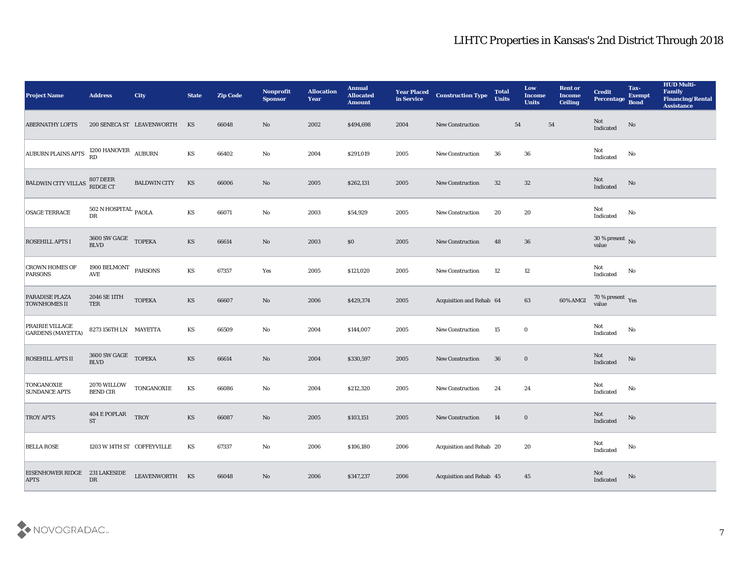| Project Name | Address | City | State | Zip Code | Nonprofit Sponsor | Allocation Year | Annual Allocated Amount | Year Placed in Service | Construction Type | Total Units | Low Income Units | Rent or Income Ceiling | Credit Percentage | Tax-Exempt Bond | HUD Multi-Family Financing/Rental Assistance |
|---|---|---|---|---|---|---|---|---|---|---|---|---|---|---|---|
| ABERNATHY LOFTS | 200 SENECA ST | LEAVENWORTH | KS | 66048 | No | 2002 | $494,698 | 2004 | New Construction | 54 | 54 | | Not Indicated | No | |
| AUBURN PLAINS APTS | 1200 HANOVER RD | AUBURN | KS | 66402 | No | 2004 | $291,019 | 2005 | New Construction | 36 | 36 | | Not Indicated | No | |
| BALDWIN CITY VILLAS | 807 DEER RIDGE CT | BALDWIN CITY | KS | 66006 | No | 2005 | $262,131 | 2005 | New Construction | 32 | 32 | | Not Indicated | No | |
| OSAGE TERRACE | 502 N HOSPITAL DR | PAOLA | KS | 66071 | No | 2003 | $54,929 | 2005 | New Construction | 20 | 20 | | Not Indicated | No | |
| ROSEHILL APTS I | 3600 SW GAGE BLVD | TOPEKA | KS | 66614 | No | 2003 | $0 | 2005 | New Construction | 48 | 36 | | 30 % present value | No | |
| CROWN HOMES OF PARSONS | 1900 BELMONT AVE | PARSONS | KS | 67357 | Yes | 2005 | $121,020 | 2005 | New Construction | 12 | 12 | | Not Indicated | No | |
| PARADISE PLAZA TOWNHOMES II | 2046 SE 11TH TER | TOPEKA | KS | 66607 | No | 2006 | $429,374 | 2005 | Acquisition and Rehab | 64 | 63 | 60% AMGI | 70 % present value | Yes | |
| PRAIRIE VILLAGE GARDENS (MAYETTA) | 8273 156TH LN | MAYETTA | KS | 66509 | No | 2004 | $144,007 | 2005 | New Construction | 15 | 0 | | Not Indicated | No | |
| ROSEHILL APTS II | 3600 SW GAGE BLVD | TOPEKA | KS | 66614 | No | 2004 | $330,597 | 2005 | New Construction | 36 | 0 | | Not Indicated | No | |
| TONGANOXIE SUNDANCE APTS | 2070 WILLOW BEND CIR | TONGANOXIE | KS | 66086 | No | 2004 | $212,320 | 2005 | New Construction | 24 | 24 | | Not Indicated | No | |
| TROY APTS | 404 E POPLAR ST | TROY | KS | 66087 | No | 2005 | $103,151 | 2005 | New Construction | 14 | 0 | | Not Indicated | No | |
| BELLA ROSE | 1203 W 14TH ST | COFFEYVILLE | KS | 67337 | No | 2006 | $106,180 | 2006 | Acquisition and Rehab | 20 | 20 | | Not Indicated | No | |
| EISENHOWER RIDGE APTS | 231 LAKESIDE DR | LEAVENWORTH | KS | 66048 | No | 2006 | $347,237 | 2006 | Acquisition and Rehab | 45 | 45 | | Not Indicated | No | |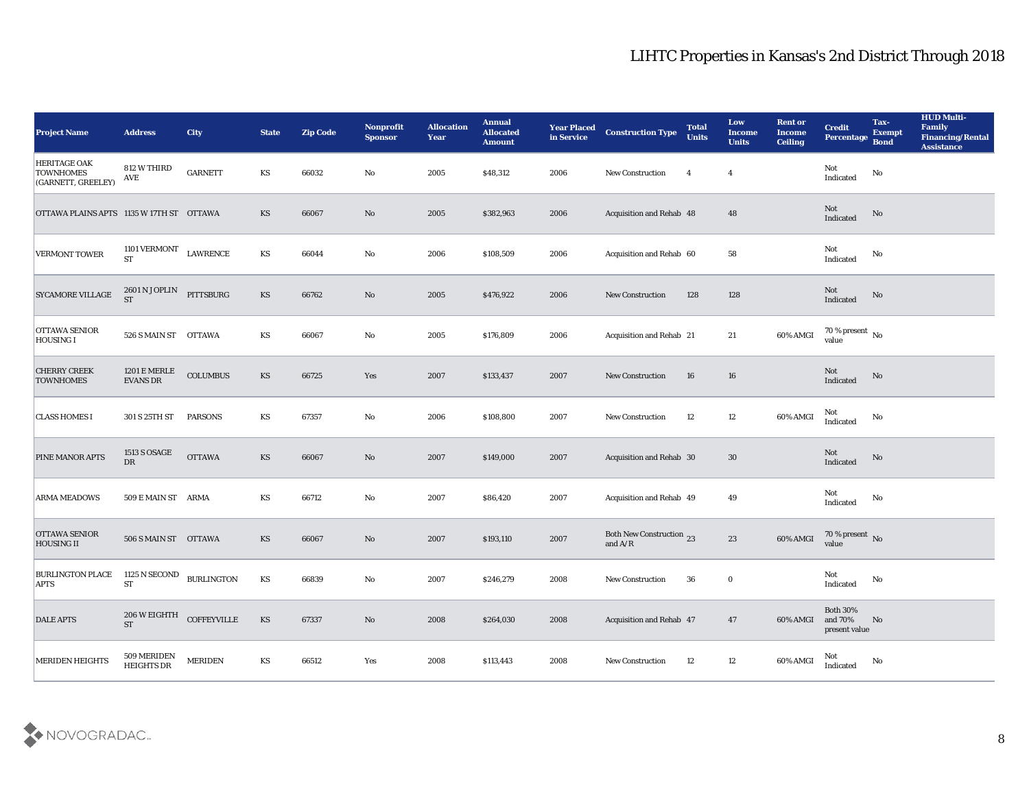## LIHTC Properties in Kansas's 2nd District Through 2018

| Project Name | Address | City | State | Zip Code | Nonprofit Sponsor | Allocation Year | Annual Allocated Amount | Year Placed in Service | Construction Type | Total Units | Low Income Units | Rent or Income Ceiling | Credit Percentage | Tax-Exempt Bond | HUD Multi-Family Financing/Rental Assistance |
|---|---|---|---|---|---|---|---|---|---|---|---|---|---|---|---|
| HERITAGE OAK TOWNHOMES (GARNETT, GREELEY) | 812 W THIRD AVE | GARNETT | KS | 66032 | No | 2005 | $48,312 | 2006 | New Construction | 4 | 4 | | Not Indicated | No | |
| OTTAWA PLAINS APTS | 1135 W 17TH ST | OTTAWA | KS | 66067 | No | 2005 | $382,963 | 2006 | Acquisition and Rehab | 48 | 48 | | Not Indicated | No | |
| VERMONT TOWER | 1101 VERMONT ST | LAWRENCE | KS | 66044 | No | 2006 | $108,509 | 2006 | Acquisition and Rehab | 60 | 58 | | Not Indicated | No | |
| SYCAMORE VILLAGE | 2601 N JOPLIN ST | PITTSBURG | KS | 66762 | No | 2005 | $476,922 | 2006 | New Construction | 128 | 128 | | Not Indicated | No | |
| OTTAWA SENIOR HOUSING I | 526 S MAIN ST | OTTAWA | KS | 66067 | No | 2005 | $176,809 | 2006 | Acquisition and Rehab | 21 | 21 | 60% AMGI | 70 % present value | No | |
| CHERRY CREEK TOWNHOMES | 1201 E MERLE EVANS DR | COLUMBUS | KS | 66725 | Yes | 2007 | $133,437 | 2007 | New Construction | 16 | 16 | | Not Indicated | No | |
| CLASS HOMES I | 301 S 25TH ST | PARSONS | KS | 67357 | No | 2006 | $108,800 | 2007 | New Construction | 12 | 12 | 60% AMGI | Not Indicated | No | |
| PINE MANOR APTS | 1513 S OSAGE DR | OTTAWA | KS | 66067 | No | 2007 | $149,000 | 2007 | Acquisition and Rehab | 30 | 30 | | Not Indicated | No | |
| ARMA MEADOWS | 509 E MAIN ST | ARMA | KS | 66712 | No | 2007 | $86,420 | 2007 | Acquisition and Rehab | 49 | 49 | | Not Indicated | No | |
| OTTAWA SENIOR HOUSING II | 506 S MAIN ST | OTTAWA | KS | 66067 | No | 2007 | $193,110 | 2007 | Both New Construction and A/R | 23 | 23 | 60% AMGI | 70 % present value | No | |
| BURLINGTON PLACE APTS | 1125 N SECOND ST | BURLINGTON | KS | 66839 | No | 2007 | $246,279 | 2008 | New Construction | 36 | 0 | | Not Indicated | No | |
| DALE APTS | 206 W EIGHTH ST | COFFEYVILLE | KS | 67337 | No | 2008 | $264,030 | 2008 | Acquisition and Rehab | 47 | 47 | 60% AMGI | Both 30% and 70% present value | No | |
| MERIDEN HEIGHTS | 509 MERIDEN HEIGHTS DR | MERIDEN | KS | 66512 | Yes | 2008 | $113,443 | 2008 | New Construction | 12 | 12 | 60% AMGI | Not Indicated | No | |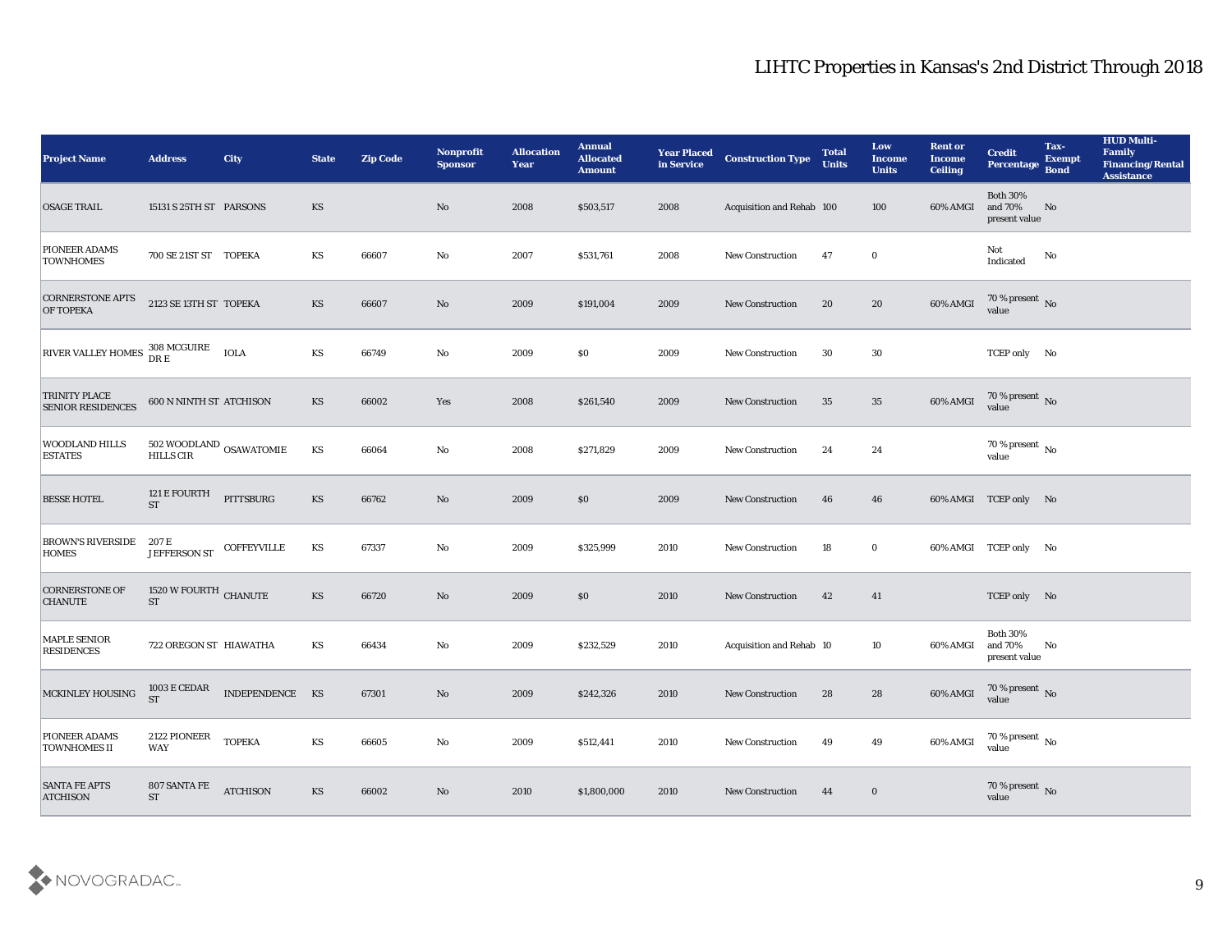# LIHTC Properties in Kansas's 2nd District Through 2018

| Project Name | Address | City | State | Zip Code | Nonprofit Sponsor | Allocation Year | Annual Allocated Amount | Year Placed in Service | Construction Type | Total Units | Low Income Units | Rent or Income Ceiling | Credit Percentage | Tax-Exempt Bond | HUD Multi-Family Financing/Rental Assistance |
|---|---|---|---|---|---|---|---|---|---|---|---|---|---|---|---|
| OSAGE TRAIL | 15131 S 25TH ST | PARSONS | KS | | No | 2008 | $503,517 | 2008 | Acquisition and Rehab | 100 | 100 | 60% AMGI | Both 30% and 70% present value | No | |
| PIONEER ADAMS TOWNHOMES | 700 SE 21ST ST | TOPEKA | KS | 66607 | No | 2007 | $531,761 | 2008 | New Construction | 47 | 0 | | Not Indicated | No | |
| CORNERSTONE APTS OF TOPEKA | 2123 SE 13TH ST | TOPEKA | KS | 66607 | No | 2009 | $191,004 | 2009 | New Construction | 20 | 20 | 60% AMGI | 70 % present value | No | |
| RIVER VALLEY HOMES | 308 MCGUIRE DR E | IOLA | KS | 66749 | No | 2009 | $0 | 2009 | New Construction | 30 | 30 | | TCEP only | No | |
| TRINITY PLACE SENIOR RESIDENCES | 600 N NINTH ST | ATCHISON | KS | 66002 | Yes | 2008 | $261,540 | 2009 | New Construction | 35 | 35 | 60% AMGI | 70 % present value | No | |
| WOODLAND HILLS ESTATES | 502 WOODLAND HILLS CIR | OSAWATOMIE | KS | 66064 | No | 2008 | $271,829 | 2009 | New Construction | 24 | 24 | | 70 % present value | No | |
| BESSE HOTEL | 121 E FOURTH ST | PITTSBURG | KS | 66762 | No | 2009 | $0 | 2009 | New Construction | 46 | 46 | 60% AMGI | TCEP only | No | |
| BROWN'S RIVERSIDE HOMES | 207 E JEFFERSON ST | COFFEYVILLE | KS | 67337 | No | 2009 | $325,999 | 2010 | New Construction | 18 | 0 | 60% AMGI | TCEP only | No | |
| CORNERSTONE OF CHANUTE | 1520 W FOURTH ST | CHANUTE | KS | 66720 | No | 2009 | $0 | 2010 | New Construction | 42 | 41 | | TCEP only | No | |
| MAPLE SENIOR RESIDENCES | 722 OREGON ST | HIAWATHA | KS | 66434 | No | 2009 | $232,529 | 2010 | Acquisition and Rehab | 10 | 10 | 60% AMGI | Both 30% and 70% present value | No | |
| MCKINLEY HOUSING | 1003 E CEDAR ST | INDEPENDENCE | KS | 67301 | No | 2009 | $242,326 | 2010 | New Construction | 28 | 28 | 60% AMGI | 70 % present value | No | |
| PIONEER ADAMS TOWNHOMES II | 2122 PIONEER WAY | TOPEKA | KS | 66605 | No | 2009 | $512,441 | 2010 | New Construction | 49 | 49 | 60% AMGI | 70 % present value | No | |
| SANTA FE APTS ATCHISON | 807 SANTA FE ST | ATCHISON | KS | 66002 | No | 2010 | $1,800,000 | 2010 | New Construction | 44 | 0 | | 70 % present value | No | |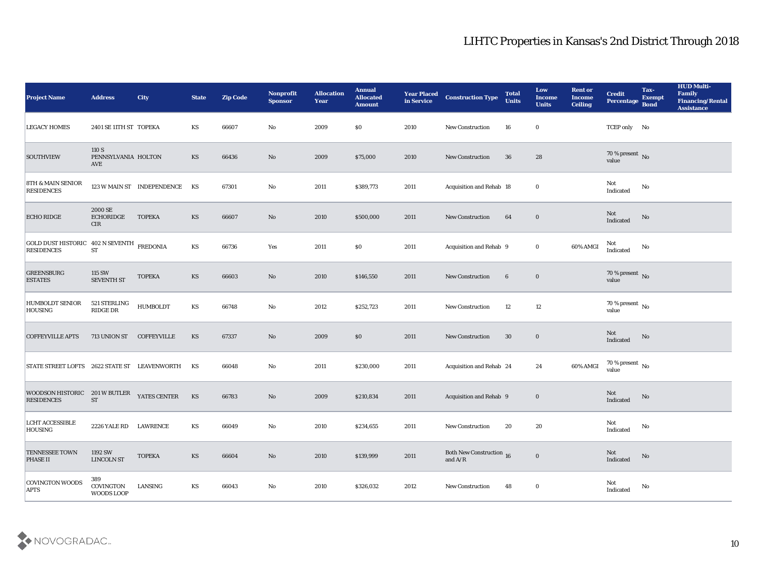# LIHTC Properties in Kansas's 2nd District Through 2018

| Project Name | Address | City | State | Zip Code | Nonprofit Sponsor | Allocation Year | Annual Allocated Amount | Year Placed in Service | Construction Type | Total Units | Low Income Units | Rent or Income Ceiling | Credit Percentage | Tax-Exempt Bond | HUD Multi-Family Financing/Rental Assistance |
|---|---|---|---|---|---|---|---|---|---|---|---|---|---|---|---|
| LEGACY HOMES | 2401 SE 11TH ST | TOPEKA | KS | 66607 | No | 2009 | $0 | 2010 | New Construction | 16 | 0 | | TCEP only | No | |
| SOUTHVIEW | 110 S PENNSYLVANIA AVE | HOLTON | KS | 66436 | No | 2009 | $75,000 | 2010 | New Construction | 36 | 28 | | 70 % present value | No | |
| 8TH & MAIN SENIOR RESIDENCES | 123 W MAIN ST | INDEPENDENCE | KS | 67301 | No | 2011 | $389,773 | 2011 | Acquisition and Rehab | 18 | 0 | | Not Indicated | No | |
| ECHO RIDGE | 2000 SE ECHORIDGE CIR | TOPEKA | KS | 66607 | No | 2010 | $500,000 | 2011 | New Construction | 64 | 0 | | Not Indicated | No | |
| GOLD DUST HISTORIC RESIDENCES | 402 N SEVENTH ST | FREDONIA | KS | 66736 | Yes | 2011 | $0 | 2011 | Acquisition and Rehab | 9 | 0 | 60% AMGI | Not Indicated | No | |
| GREENSBURG ESTATES | 115 SW SEVENTH ST | TOPEKA | KS | 66603 | No | 2010 | $146,550 | 2011 | New Construction | 6 | 0 | | 70 % present value | No | |
| HUMBOLDT SENIOR HOUSING | 521 STERLING RIDGE DR | HUMBOLDT | KS | 66748 | No | 2012 | $252,723 | 2011 | New Construction | 12 | 12 | | 70 % present value | No | |
| COFFEYVILLE APTS | 713 UNION ST | COFFEYVILLE | KS | 67337 | No | 2009 | $0 | 2011 | New Construction | 30 | 0 | | Not Indicated | No | |
| STATE STREET LOFTS | 2622 STATE ST | LEAVENWORTH | KS | 66048 | No | 2011 | $230,000 | 2011 | Acquisition and Rehab | 24 | 24 | 60% AMGI | 70 % present value | No | |
| WOODSON HISTORIC RESIDENCES | 201 W BUTLER ST | YATES CENTER | KS | 66783 | No | 2009 | $210,834 | 2011 | Acquisition and Rehab | 9 | 0 | | Not Indicated | No | |
| LCHT ACCESSIBLE HOUSING | 2226 YALE RD | LAWRENCE | KS | 66049 | No | 2010 | $234,655 | 2011 | New Construction | 20 | 20 | | Not Indicated | No | |
| TENNESSEE TOWN PHASE II | 1192 SW LINCOLN ST | TOPEKA | KS | 66604 | No | 2010 | $139,999 | 2011 | Both New Construction and A/R | 16 | 0 | | Not Indicated | No | |
| COVINGTON WOODS APTS | 389 COVINGTON WOODS LOOP | LANSING | KS | 66043 | No | 2010 | $326,032 | 2012 | New Construction | 48 | 0 | | Not Indicated | No | |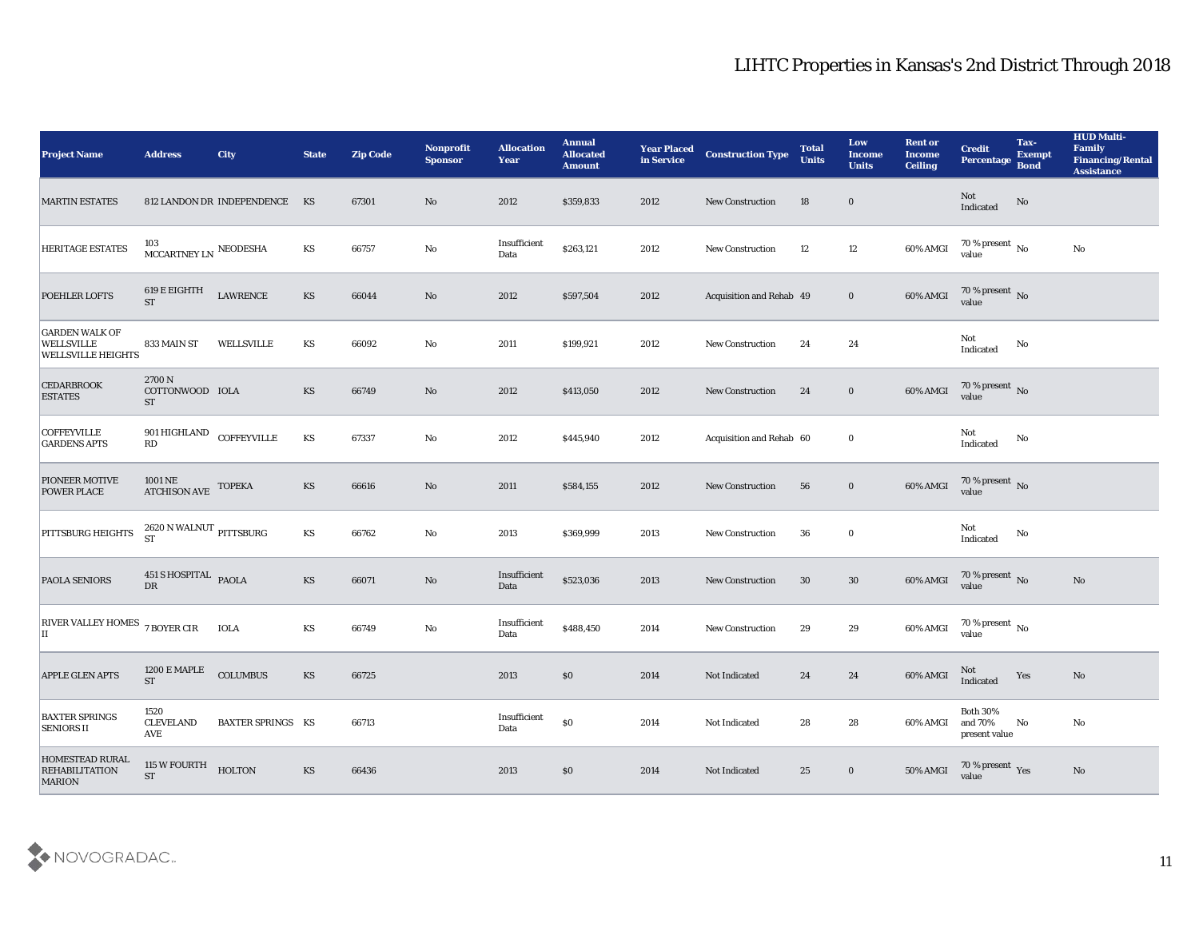# LIHTC Properties in Kansas's 2nd District Through 2018

| Project Name | Address | City | State | Zip Code | Nonprofit Sponsor | Allocation Year | Annual Allocated Amount | Year Placed in Service | Construction Type | Total Units | Low Income Units | Rent or Income Ceiling | Credit Percentage | Tax-Exempt Bond | HUD Multi-Family Financing/Rental Assistance |
|---|---|---|---|---|---|---|---|---|---|---|---|---|---|---|---|
| MARTIN ESTATES | 812 LANDON DR | INDEPENDENCE | KS | 67301 | No | 2012 | $359,833 | 2012 | New Construction | 18 | 0 | | Not Indicated | No | |
| HERITAGE ESTATES | 103 MCCARTNEY LN | NEODESHA | KS | 66757 | No | Insufficient Data | $263,121 | 2012 | New Construction | 12 | 12 | 60% AMGI | 70 % present value | No | No |
| POEHLER LOFTS | 619 E EIGHTH ST | LAWRENCE | KS | 66044 | No | 2012 | $597,504 | 2012 | Acquisition and Rehab | 49 | 0 | 60% AMGI | 70 % present value | No | |
| GARDEN WALK OF WELLSVILLE WELLSVILLE HEIGHTS | 833 MAIN ST | WELLSVILLE | KS | 66092 | No | 2011 | $199,921 | 2012 | New Construction | 24 | 24 | | Not Indicated | No | |
| CEDARBROOK ESTATES | 2700 N COTTONWOOD ST | IOLA | KS | 66749 | No | 2012 | $413,050 | 2012 | New Construction | 24 | 0 | 60% AMGI | 70 % present value | No | |
| COFFEYVILLE GARDENS APTS | 901 HIGHLAND RD | COFFEYVILLE | KS | 67337 | No | 2012 | $445,940 | 2012 | Acquisition and Rehab | 60 | 0 | | Not Indicated | No | |
| PIONEER MOTIVE POWER PLACE | 1001 NE ATCHISON AVE | TOPEKA | KS | 66616 | No | 2011 | $584,155 | 2012 | New Construction | 56 | 0 | 60% AMGI | 70 % present value | No | |
| PITTSBURG HEIGHTS | 2620 N WALNUT ST | PITTSBURG | KS | 66762 | No | 2013 | $369,999 | 2013 | New Construction | 36 | 0 | | Not Indicated | No | |
| PAOLA SENIORS | 451 S HOSPITAL DR | PAOLA | KS | 66071 | No | Insufficient Data | $523,036 | 2013 | New Construction | 30 | 30 | 60% AMGI | 70 % present value | No | No |
| RIVER VALLEY HOMES II | 7 BOYER CIR | IOLA | KS | 66749 | No | Insufficient Data | $488,450 | 2014 | New Construction | 29 | 29 | 60% AMGI | 70 % present value | No | |
| APPLE GLEN APTS | 1200 E MAPLE ST | COLUMBUS | KS | 66725 | | 2013 | $0 | 2014 | Not Indicated | 24 | 24 | 60% AMGI | Not Indicated | Yes | No |
| BAXTER SPRINGS SENIORS II | 1520 CLEVELAND AVE | BAXTER SPRINGS | KS | 66713 | | Insufficient Data | $0 | 2014 | Not Indicated | 28 | 28 | 60% AMGI | Both 30% and 70% present value | No | No |
| HOMESTEAD RURAL REHABILITATION MARION | 115 W FOURTH ST | HOLTON | KS | 66436 | | 2013 | $0 | 2014 | Not Indicated | 25 | 0 | 50% AMGI | 70 % present value | Yes | No |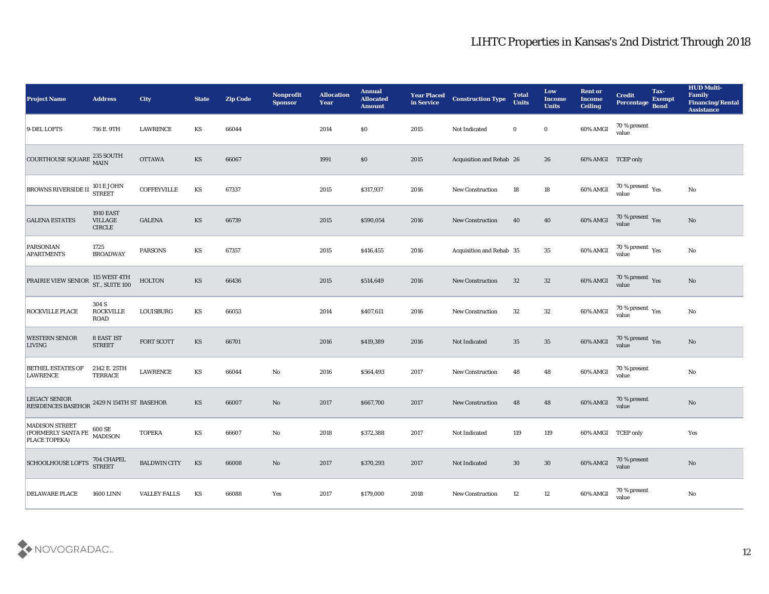# LIHTC Properties in Kansas's 2nd District Through 2018

| Project Name | Address | City | State | Zip Code | Nonprofit Sponsor | Allocation Year | Annual Allocated Amount | Year Placed in Service | Construction Type | Total Units | Low Income Units | Rent or Income Ceiling | Credit Percentage | Tax-Exempt Bond | HUD Multi-Family Financing/Rental Assistance |
|---|---|---|---|---|---|---|---|---|---|---|---|---|---|---|---|
| 9-DEL LOFTS | 716 E. 9TH | LAWRENCE | KS | 66044 | | 2014 | $0 | 2015 | Not Indicated | 0 | 0 | 60% AMGI | 70 % present value | | |
| COURTHOUSE SQUARE | 235 SOUTH MAIN | OTTAWA | KS | 66067 | | 1991 | $0 | 2015 | Acquisition and Rehab | 26 | 26 | 60% AMGI | TCEP only | | |
| BROWNS RIVERSIDE II | 101 E JOHN STREET | COFFEYVILLE | KS | 67337 | | 2015 | $317,937 | 2016 | New Construction | 18 | 18 | 60% AMGI | 70 % present value | Yes | No |
| GALENA ESTATES | 1910 EAST VILLAGE CIRCLE | GALENA | KS | 66739 | | 2015 | $590,054 | 2016 | New Construction | 40 | 40 | 60% AMGI | 70 % present value | Yes | No |
| PARSONIAN APARTMENTS | 1725 BROADWAY | PARSONS | KS | 67357 | | 2015 | $416,455 | 2016 | Acquisition and Rehab | 35 | 35 | 60% AMGI | 70 % present value | Yes | No |
| PRAIRIE VIEW SENIOR | 115 WEST 4TH ST., SUITE 100 | HOLTON | KS | 66436 | | 2015 | $514,649 | 2016 | New Construction | 32 | 32 | 60% AMGI | 70 % present value | Yes | No |
| ROCKVILLE PLACE | 304 S ROCKVILLE ROAD | LOUISBURG | KS | 66053 | | 2014 | $407,611 | 2016 | New Construction | 32 | 32 | 60% AMGI | 70 % present value | Yes | No |
| WESTERN SENIOR LIVING | 8 EAST 1ST STREET | FORT SCOTT | KS | 66701 | | 2016 | $419,389 | 2016 | Not Indicated | 35 | 35 | 60% AMGI | 70 % present value | Yes | No |
| BETHEL ESTATES OF LAWRENCE | 2142 E. 25TH TERRACE | LAWRENCE | KS | 66044 | No | 2016 | $564,493 | 2017 | New Construction | 48 | 48 | 60% AMGI | 70 % present value | | No |
| LEGACY SENIOR RESIDENCES BASEHOR | 2429 N 154TH ST | BASEHOR | KS | 66007 | No | 2017 | $667,700 | 2017 | New Construction | 48 | 48 | 60% AMGI | 70 % present value | | No |
| MADISON STREET (FORMERLY SANTA FE PLACE TOPEKA) | 600 SE MADISON | TOPEKA | KS | 66607 | No | 2018 | $372,388 | 2017 | Not Indicated | 119 | 119 | 60% AMGI | TCEP only | | Yes |
| SCHOOLHOUSE LOFTS | 704 CHAPEL STREET | BALDWIN CITY | KS | 66008 | No | 2017 | $370,293 | 2017 | Not Indicated | 30 | 30 | 60% AMGI | 70 % present value | | No |
| DELAWARE PLACE | 1600 LINN | VALLEY FALLS | KS | 66088 | Yes | 2017 | $179,000 | 2018 | New Construction | 12 | 12 | 60% AMGI | 70 % present value | | No |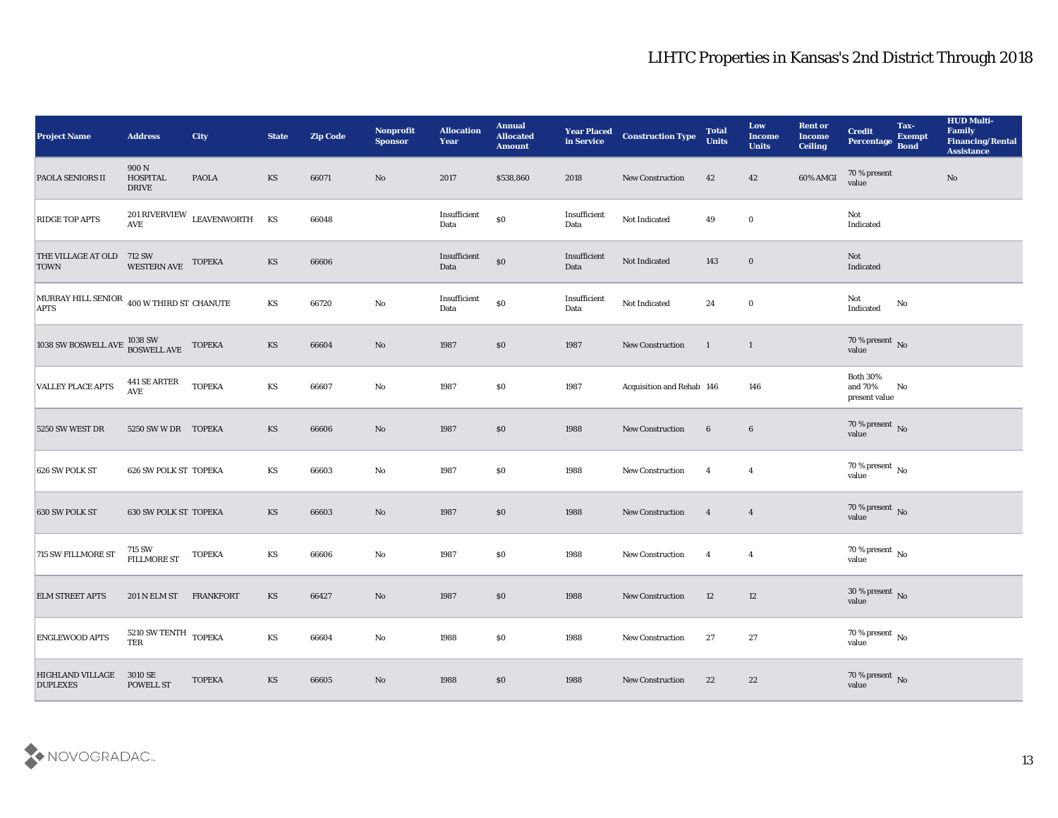# LIHTC Properties in Kansas's 2nd District Through 2018

| Project Name | Address | City | State | Zip Code | Nonprofit Sponsor | Allocation Year | Annual Allocated Amount | Year Placed in Service | Construction Type | Total Units | Low Income Units | Rent or Income Ceiling | Credit Percentage | Tax-Exempt Bond | HUD Multi-Family Financing/Rental Assistance |
|---|---|---|---|---|---|---|---|---|---|---|---|---|---|---|---|
| PAOLA SENIORS II | 900 N HOSPITAL DRIVE | PAOLA | KS | 66071 | No | 2017 | $538,860 | 2018 | New Construction | 42 | 42 | 60% AMGI | 70 % present value | | No |
| RIDGE TOP APTS | 201 RIVERVIEW AVE | LEAVENWORTH | KS | 66048 | | Insufficient Data | $0 | Insufficient Data | Not Indicated | 49 | 0 | | Not Indicated | | |
| THE VILLAGE AT OLD TOWN | 712 SW WESTERN AVE | TOPEKA | KS | 66606 | | Insufficient Data | $0 | Insufficient Data | Not Indicated | 143 | 0 | | Not Indicated | | |
| MURRAY HILL SENIOR APTS | 400 W THIRD ST | CHANUTE | KS | 66720 | No | Insufficient Data | $0 | Insufficient Data | Not Indicated | 24 | 0 | | Not Indicated | No | |
| 1038 SW BOSWELL AVE | 1038 SW BOSWELL AVE | TOPEKA | KS | 66604 | No | 1987 | $0 | 1987 | New Construction | 1 | 1 | | 70 % present value | No | |
| VALLEY PLACE APTS | 441 SE ARTER AVE | TOPEKA | KS | 66607 | No | 1987 | $0 | 1987 | Acquisition and Rehab | 146 | 146 | | Both 30% and 70% present value | No | |
| 5250 SW WEST DR | 5250 SW W DR | TOPEKA | KS | 66606 | No | 1987 | $0 | 1988 | New Construction | 6 | 6 | | 70 % present value | No | |
| 626 SW POLK ST | 626 SW POLK ST | TOPEKA | KS | 66603 | No | 1987 | $0 | 1988 | New Construction | 4 | 4 | | 70 % present value | No | |
| 630 SW POLK ST | 630 SW POLK ST | TOPEKA | KS | 66603 | No | 1987 | $0 | 1988 | New Construction | 4 | 4 | | 70 % present value | No | |
| 715 SW FILLMORE ST | 715 SW FILLMORE ST | TOPEKA | KS | 66606 | No | 1987 | $0 | 1988 | New Construction | 4 | 4 | | 70 % present value | No | |
| ELM STREET APTS | 201 N ELM ST | FRANKFORT | KS | 66427 | No | 1987 | $0 | 1988 | New Construction | 12 | 12 | | 30 % present value | No | |
| ENGLEWOOD APTS | 5210 SW TENTH TER | TOPEKA | KS | 66604 | No | 1988 | $0 | 1988 | New Construction | 27 | 27 | | 70 % present value | No | |
| HIGHLAND VILLAGE DUPLEXES | 3010 SE POWELL ST | TOPEKA | KS | 66605 | No | 1988 | $0 | 1988 | New Construction | 22 | 22 | | 70 % present value | No | |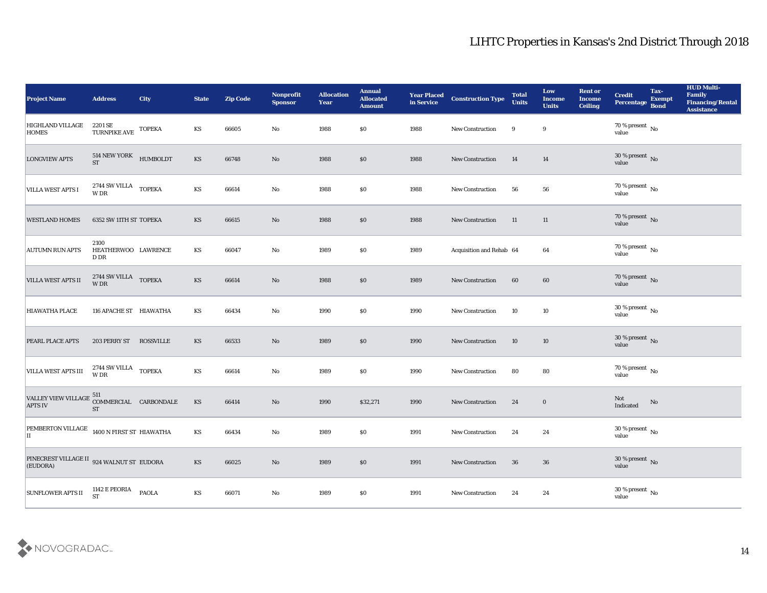# LIHTC Properties in Kansas's 2nd District Through 2018

| Project Name | Address | City | State | Zip Code | Nonprofit Sponsor | Allocation Year | Annual Allocated Amount | Year Placed in Service | Construction Type | Total Units | Low Income Units | Rent or Income Ceiling | Credit Percentage | Tax-Exempt Bond | HUD Multi-Family Financing/Rental Assistance |
|---|---|---|---|---|---|---|---|---|---|---|---|---|---|---|---|
| HIGHLAND VILLAGE HOMES | 2201 SE TURNPIKE AVE | TOPEKA | KS | 66605 | No | 1988 | $0 | 1988 | New Construction | 9 | 9 | | 70 % present value | No | |
| LONGVIEW APTS | 514 NEW YORK ST | HUMBOLDT | KS | 66748 | No | 1988 | $0 | 1988 | New Construction | 14 | 14 | | 30 % present value | No | |
| VILLA WEST APTS I | 2744 SW VILLA W DR | TOPEKA | KS | 66614 | No | 1988 | $0 | 1988 | New Construction | 56 | 56 | | 70 % present value | No | |
| WESTLAND HOMES | 6352 SW 11TH ST | TOPEKA | KS | 66615 | No | 1988 | $0 | 1988 | New Construction | 11 | 11 | | 70 % present value | No | |
| AUTUMN RUN APTS | 2100 HEATHERWOOD DR | LAWRENCE | KS | 66047 | No | 1989 | $0 | 1989 | Acquisition and Rehab | 64 | 64 | | 70 % present value | No | |
| VILLA WEST APTS II | 2744 SW VILLA W DR | TOPEKA | KS | 66614 | No | 1988 | $0 | 1989 | New Construction | 60 | 60 | | 70 % present value | No | |
| HIAWATHA PLACE | 116 APACHE ST | HIAWATHA | KS | 66434 | No | 1990 | $0 | 1990 | New Construction | 10 | 10 | | 30 % present value | No | |
| PEARL PLACE APTS | 203 PERRY ST | ROSSVILLE | KS | 66533 | No | 1989 | $0 | 1990 | New Construction | 10 | 10 | | 30 % present value | No | |
| VILLA WEST APTS III | 2744 SW VILLA W DR | TOPEKA | KS | 66614 | No | 1989 | $0 | 1990 | New Construction | 80 | 80 | | 70 % present value | No | |
| VALLEY VIEW VILLAGE APTS IV | 511 COMMERCIAL ST | CARBONDALE | KS | 66414 | No | 1990 | $32,271 | 1990 | New Construction | 24 | 0 | | Not Indicated | No | |
| PEMBERTON VILLAGE II | 1400 N FIRST ST | HIAWATHA | KS | 66434 | No | 1989 | $0 | 1991 | New Construction | 24 | 24 | | 30 % present value | No | |
| PINECREST VILLAGE II (EUDORA) | 924 WALNUT ST | EUDORA | KS | 66025 | No | 1989 | $0 | 1991 | New Construction | 36 | 36 | | 30 % present value | No | |
| SUNFLOWER APTS II | 1142 E PEORIA ST | PAOLA | KS | 66071 | No | 1989 | $0 | 1991 | New Construction | 24 | 24 | | 30 % present value | No | |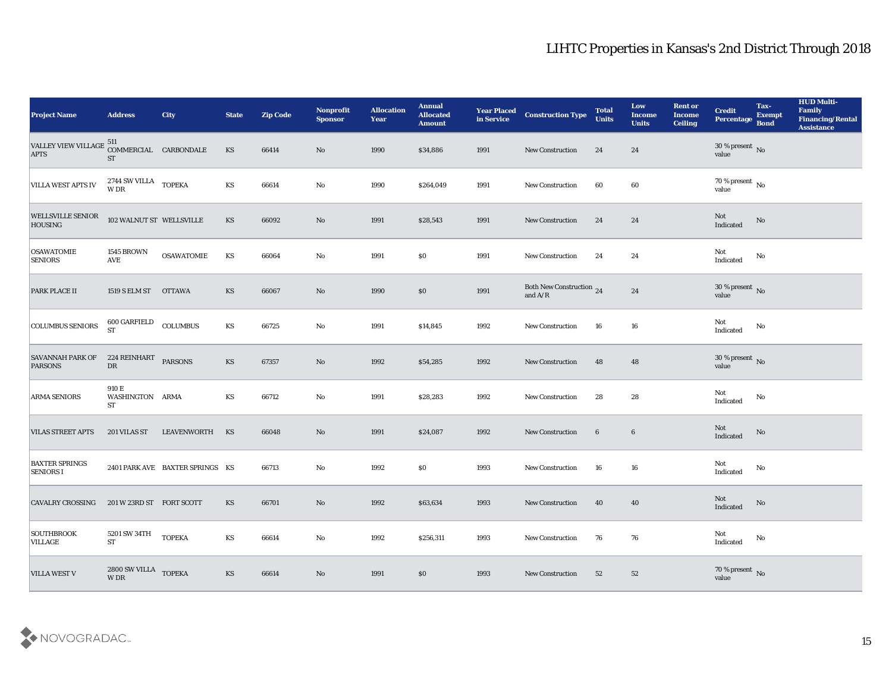# LIHTC Properties in Kansas's 2nd District Through 2018

| Project Name | Address | City | State | Zip Code | Nonprofit Sponsor | Allocation Year | Annual Allocated Amount | Year Placed in Service | Construction Type | Total Units | Low Income Units | Rent or Income Ceiling | Credit Percentage | Tax-Exempt Bond | HUD Multi-Family Financing/Rental Assistance |
|---|---|---|---|---|---|---|---|---|---|---|---|---|---|---|---|
| VALLEY VIEW VILLAGE APTS | 511 COMMERCIAL ST | CARBONDALE | KS | 66414 | No | 1990 | $34,886 | 1991 | New Construction | 24 | 24 | | 30 % present value | No | |
| VILLA WEST APTS IV | 2744 SW VILLA W DR | TOPEKA | KS | 66614 | No | 1990 | $264,049 | 1991 | New Construction | 60 | 60 | | 70 % present value | No | |
| WELLSVILLE SENIOR HOUSING | 102 WALNUT ST | WELLSVILLE | KS | 66092 | No | 1991 | $28,543 | 1991 | New Construction | 24 | 24 | | Not Indicated | No | |
| OSAWATOMIE SENIORS | 1545 BROWN AVE | OSAWATOMIE | KS | 66064 | No | 1991 | $0 | 1991 | New Construction | 24 | 24 | | Not Indicated | No | |
| PARK PLACE II | 1519 S ELM ST | OTTAWA | KS | 66067 | No | 1990 | $0 | 1991 | Both New Construction and A/R | 24 | 24 | | 30 % present value | No | |
| COLUMBUS SENIORS | 600 GARFIELD ST | COLUMBUS | KS | 66725 | No | 1991 | $14,845 | 1992 | New Construction | 16 | 16 | | Not Indicated | No | |
| SAVANNAH PARK OF PARSONS | 224 REINHART DR | PARSONS | KS | 67357 | No | 1992 | $54,285 | 1992 | New Construction | 48 | 48 | | 30 % present value | No | |
| ARMA SENIORS | 910 E WASHINGTON ST | ARMA | KS | 66712 | No | 1991 | $28,283 | 1992 | New Construction | 28 | 28 | | Not Indicated | No | |
| VILAS STREET APTS | 201 VILAS ST | LEAVENWORTH | KS | 66048 | No | 1991 | $24,087 | 1992 | New Construction | 6 | 6 | | Not Indicated | No | |
| BAXTER SPRINGS SENIORS I | 2401 PARK AVE | BAXTER SPRINGS | KS | 66713 | No | 1992 | $0 | 1993 | New Construction | 16 | 16 | | Not Indicated | No | |
| CAVALRY CROSSING | 201 W 23RD ST | FORT SCOTT | KS | 66701 | No | 1992 | $63,634 | 1993 | New Construction | 40 | 40 | | Not Indicated | No | |
| SOUTHBROOK VILLAGE | 5201 SW 34TH ST | TOPEKA | KS | 66614 | No | 1992 | $256,311 | 1993 | New Construction | 76 | 76 | | Not Indicated | No | |
| VILLA WEST V | 2800 SW VILLA W DR | TOPEKA | KS | 66614 | No | 1991 | $0 | 1993 | New Construction | 52 | 52 | | 70 % present value | No | |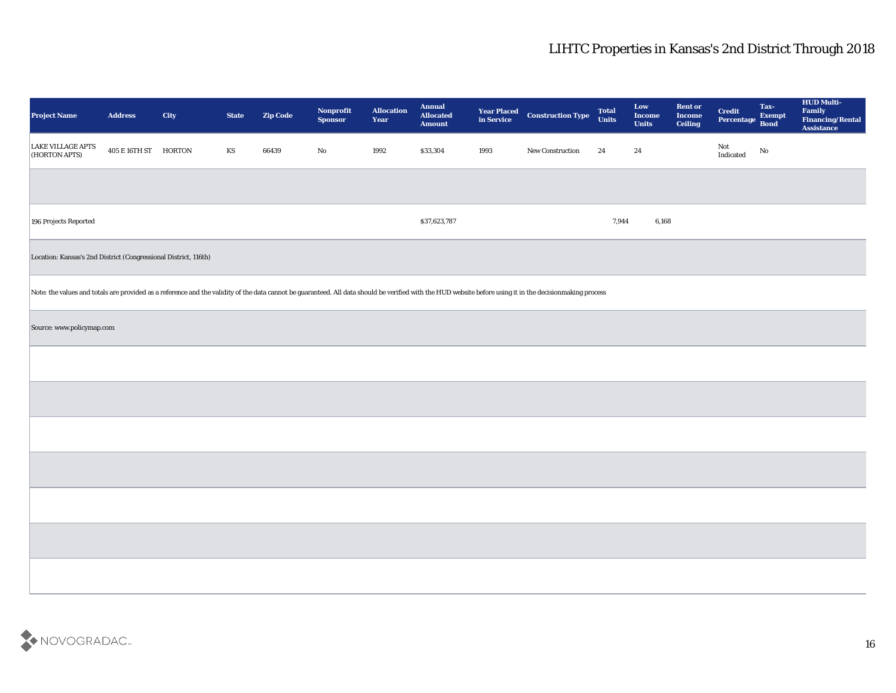# LIHTC Properties in Kansas's 2nd District Through 2018

| Project Name | Address | City | State | Zip Code | Nonprofit Sponsor | Allocation Year | Annual Allocated Amount | Year Placed in Service | Construction Type | Total Units | Low Income Units | Rent or Income Ceiling | Credit Percentage | Tax-Exempt Bond | HUD Multi-Family Financing/Rental Assistance |
|---|---|---|---|---|---|---|---|---|---|---|---|---|---|---|---|
| LAKE VILLAGE APTS (HORTON APTS) | 405 E 16TH ST | HORTON | KS | 66439 | No | 1992 | $33,304 | 1993 | New Construction | 24 | 24 | | Not Indicated | No | |
| | | | | | | | | | | | | | | | |
| 196 Projects Reported | | | | | | | $37,623,787 | | | 7,944 | 6,168 | | | | |

Location: Kansas's 2nd District (Congressional District, 116th)

Note: the values and totals are provided as a reference and the validity of the data cannot be guaranteed. All data should be verified with the HUD website before using it in the decisionmaking process

Source: www.policymap.com